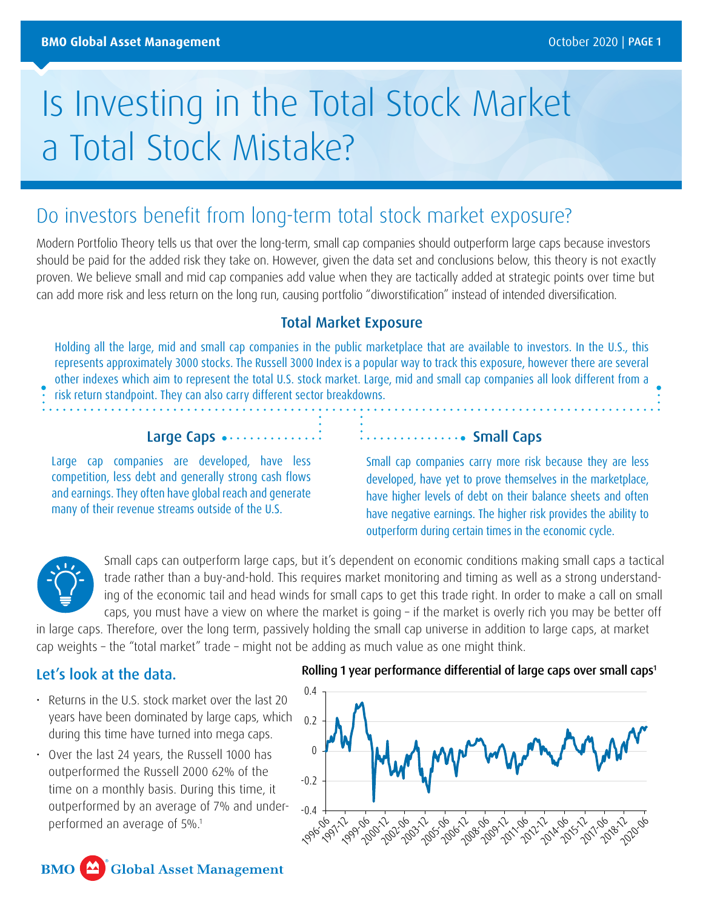# Is Investing in the Total Stock Market a Total Stock Mistake?

## Do investors benefit from long-term total stock market exposure?

Modern Portfolio Theory tells us that over the long-term, small cap companies should outperform large caps because investors should be paid for the added risk they take on. However, given the data set and conclusions below, this theory is not exactly proven. We believe small and mid cap companies add value when they are tactically added at strategic points over time but can add more risk and less return on the long run, causing portfolio "diworstification" instead of intended diversification.

### Total Market Exposure

Holding all the large, mid and small cap companies in the public marketplace that are available to investors. In the U.S., this represents approximately 3000 stocks. The Russell 3000 Index is a popular way to track this exposure, however there are several other indexes which aim to represent the total U.S. stock market. Large, mid and small cap companies all look different from a risk return standpoint. They can also carry different sector breakdowns.

### Large Caps

Large cap companies are developed, have less competition, less debt and generally strong cash flows and earnings. They often have global reach and generate many of their revenue streams outside of the U.S.

### Small Caps

Small cap companies carry more risk because they are less developed, have yet to prove themselves in the marketplace, have higher levels of debt on their balance sheets and often have negative earnings. The higher risk provides the ability to outperform during certain times in the economic cycle.

Small caps can outperform large caps, but it's dependent on economic conditions making small caps a tactical trade rather than a buy-and-hold. This requires market monitoring and timing as well as a strong understanding of the economic tail and head winds for small caps to get this trade right. In order to make a call on small caps, you must have a view on where the market is going – if the market is overly rich you may be better off in large caps. Therefore, over the long term, passively holding the small cap universe in addition to large caps, at market cap weights – the "total market" trade – might not be adding as much value as one might think.

## Let's look at the data.

- Returns in the U.S. stock market over the last 20 years have been dominated by large caps, which during this time have turned into mega caps.
- Over the last 24 years, the Russell 1000 has outperformed the Russell 2000 62% of the time on a monthly basis. During this time, it outperformed by an average of 7% and underperformed an average of 5%.[1]

**Rolling 1 year performance differential of large caps over small caps[1]**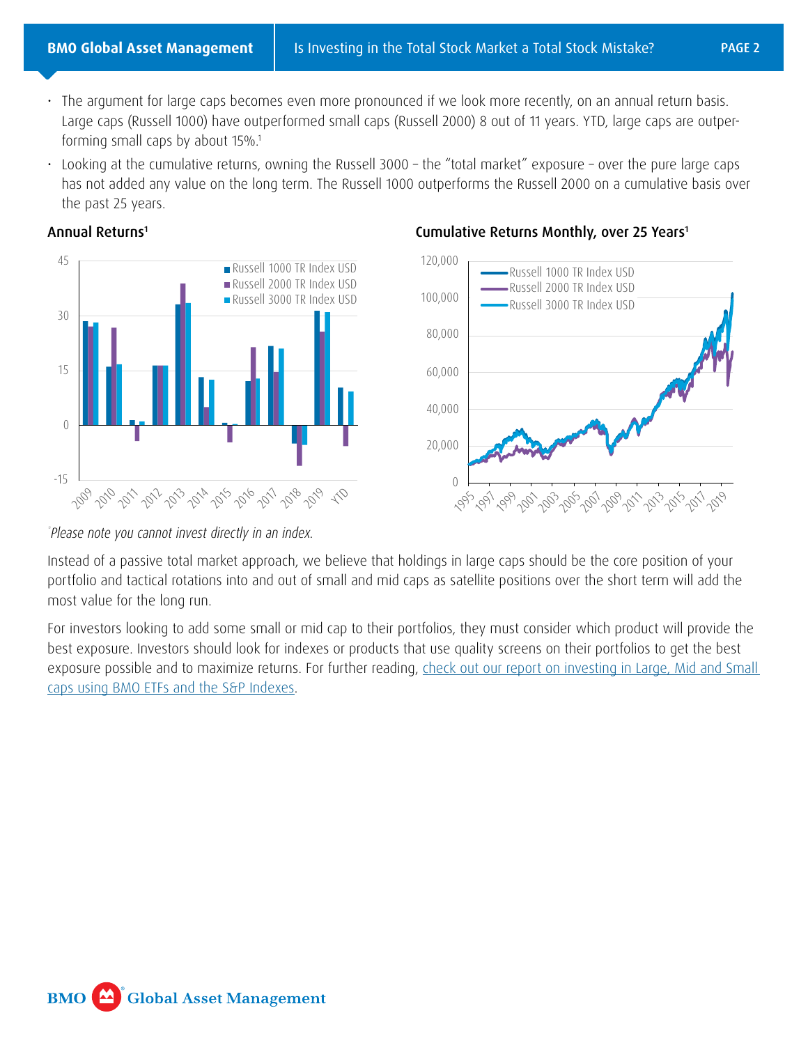- The argument for large caps becomes even more pronounced if we look more recently, on an annual return basis. Large caps (Russell 1000) have outperformed small caps (Russell 2000) 8 out of 11 years. YTD, large caps are outperforming small caps by about 15%.[1]
- Looking at the cumulative returns, owning the Russell 3000 – the "total market" exposure – over the pure large caps has not added any value on the long term. The Russell 1000 outperforms the Russell 2000 on a cumulative basis over the past 25 years.

**Annual Returns[1]**

**Cumulative Returns Monthly, over 25 Years[1]**

*Please note you cannot invest directly in an index.*

Instead of a passive total market approach, we believe that holdings in large caps should be the core position of your portfolio and tactical rotations into and out of small and mid caps as satellite positions over the short term will add the most value for the long run.

For investors looking to add some small or mid cap to their portfolios, they must consider which product will provide the best exposure. Investors should look for indexes or products that use quality screens on their portfolios to get the best exposure possible and to maximize returns. For further reading, check out our report on investing in Large, Mid and Small caps using BMO ETFs and the S&P Indexes.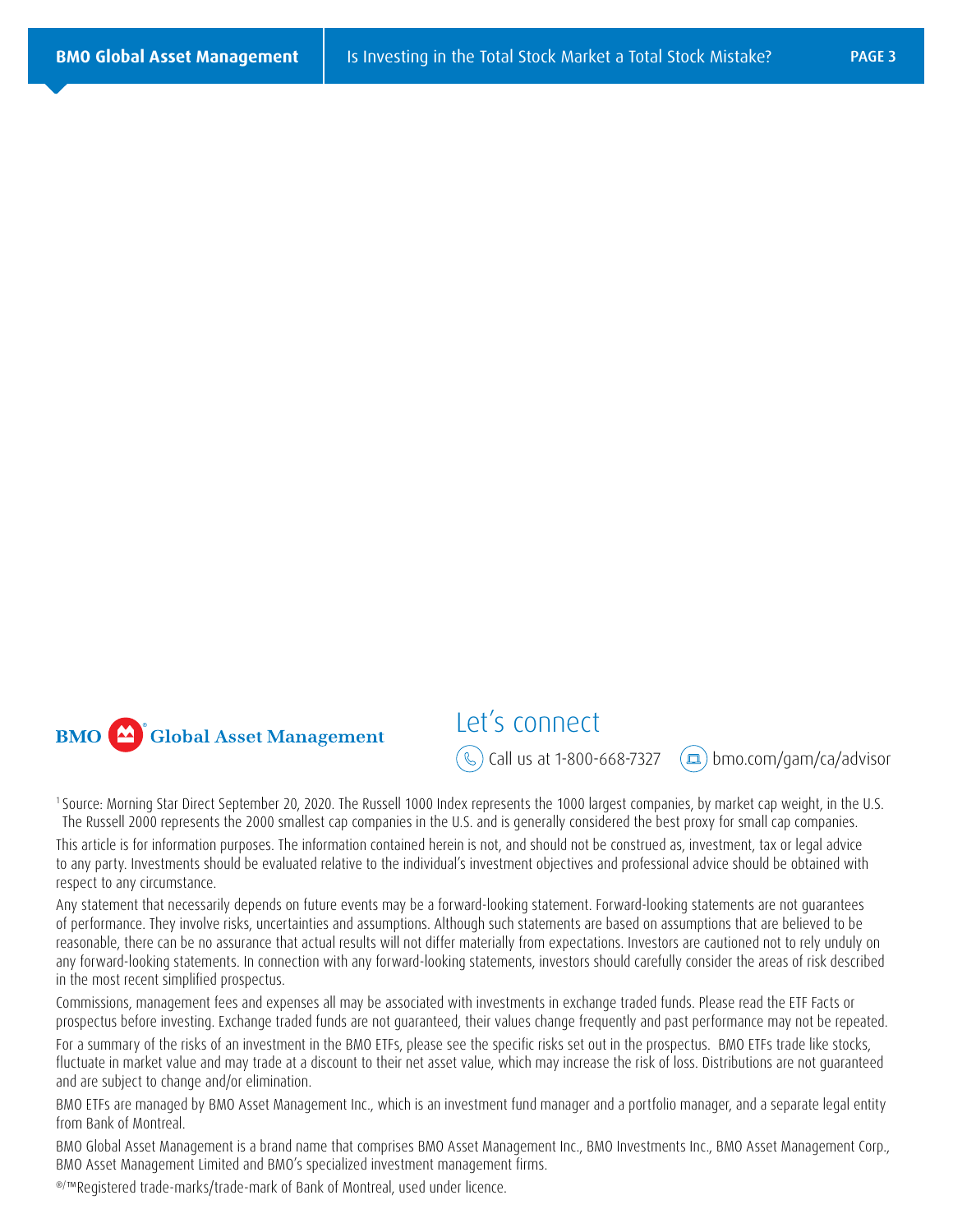BMO Global Asset Management

## Let's connect

Call us at 1-800-668-7327

bmo.com/gam/ca/advisor

[1] Source: Morning Star Direct September 20, 2020. The Russell 1000 Index represents the 1000 largest companies, by market cap weight, in the U.S. The Russell 2000 represents the 2000 smallest cap companies in the U.S. and is generally considered the best proxy for small cap companies.

This article is for information purposes. The information contained herein is not, and should not be construed as, investment, tax or legal advice to any party. Investments should be evaluated relative to the individual's investment objectives and professional advice should be obtained with respect to any circumstance.

Any statement that necessarily depends on future events may be a forward-looking statement. Forward-looking statements are not guarantees of performance. They involve risks, uncertainties and assumptions. Although such statements are based on assumptions that are believed to be reasonable, there can be no assurance that actual results will not differ materially from expectations. Investors are cautioned not to rely unduly on any forward-looking statements. In connection with any forward-looking statements, investors should carefully consider the areas of risk described in the most recent simplified prospectus.

Commissions, management fees and expenses all may be associated with investments in exchange traded funds. Please read the ETF Facts or prospectus before investing. Exchange traded funds are not guaranteed, their values change frequently and past performance may not be repeated.

For a summary of the risks of an investment in the BMO ETFs, please see the specific risks set out in the prospectus. BMO ETFs trade like stocks, fluctuate in market value and may trade at a discount to their net asset value, which may increase the risk of loss. Distributions are not guaranteed and are subject to change and/or elimination.

BMO ETFs are managed by BMO Asset Management Inc., which is an investment fund manager and a portfolio manager, and a separate legal entity from Bank of Montreal.

BMO Global Asset Management is a brand name that comprises BMO Asset Management Inc., BMO Investments Inc., BMO Asset Management Corp., BMO Asset Management Limited and BMO's specialized investment management firms.

®/™Registered trade-marks/trade-mark of Bank of Montreal, used under licence.